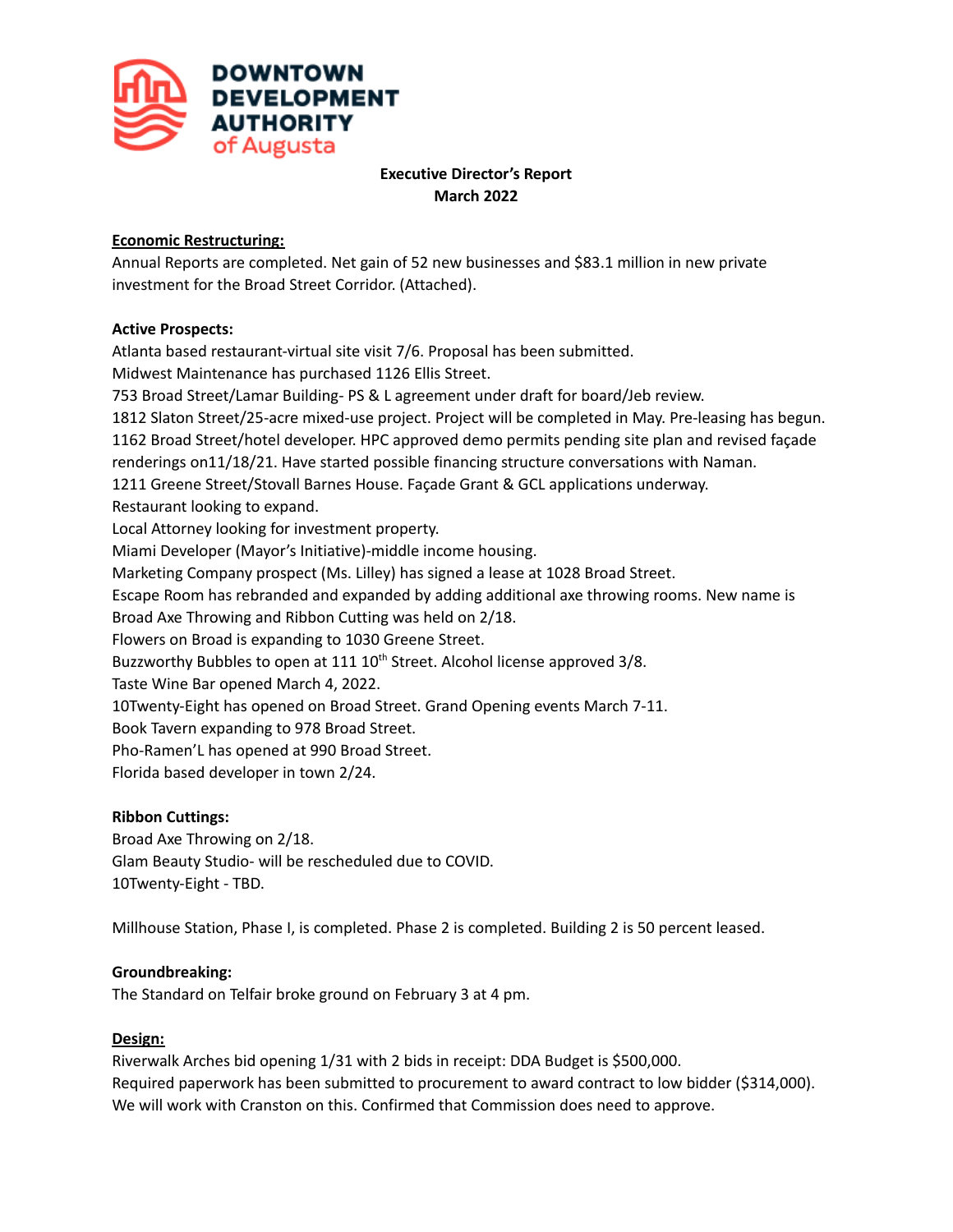**DOWNTOWN DEVELOPMENT AUTHORITY of Augusta**

# Executive Director's Report
## March 2022

**Economic Restructuring:**

Annual Reports are completed. Net gain of 52 new businesses and $83.1 million in new private investment for the Broad Street Corridor. (Attached).

**Active Prospects:**

Atlanta based restaurant-virtual site visit 7/6. Proposal has been submitted.
Midwest Maintenance has purchased 1126 Ellis Street.
753 Broad Street/Lamar Building- PS & L agreement under draft for board/Jeb review.
1812 Slaton Street/25-acre mixed-use project. Project will be completed in May. Pre-leasing has begun.
1162 Broad Street/hotel developer. HPC approved demo permits pending site plan and revised façade renderings on11/18/21. Have started possible financing structure conversations with Naman.
1211 Greene Street/Stovall Barnes House. Façade Grant & GCL applications underway.
Restaurant looking to expand.
Local Attorney looking for investment property.
Miami Developer (Mayor's Initiative)-middle income housing.
Marketing Company prospect (Ms. Lilley) has signed a lease at 1028 Broad Street.
Escape Room has rebranded and expanded by adding additional axe throwing rooms. New name is Broad Axe Throwing and Ribbon Cutting was held on 2/18.
Flowers on Broad is expanding to 1030 Greene Street.
Buzzworthy Bubbles to open at 111 10th Street. Alcohol license approved 3/8.
Taste Wine Bar opened March 4, 2022.
10Twenty-Eight has opened on Broad Street. Grand Opening events March 7-11.
Book Tavern expanding to 978 Broad Street.
Pho-Ramen'L has opened at 990 Broad Street.
Florida based developer in town 2/24.

**Ribbon Cuttings:**

Broad Axe Throwing on 2/18.
Glam Beauty Studio- will be rescheduled due to COVID.
10Twenty-Eight - TBD.

Millhouse Station, Phase I, is completed. Phase 2 is completed. Building 2 is 50 percent leased.

**Groundbreaking:**

The Standard on Telfair broke ground on February 3 at 4 pm.

**Design:**

Riverwalk Arches bid opening 1/31 with 2 bids in receipt: DDA Budget is $500,000.
Required paperwork has been submitted to procurement to award contract to low bidder ($314,000). We will work with Cranston on this. Confirmed that Commission does need to approve.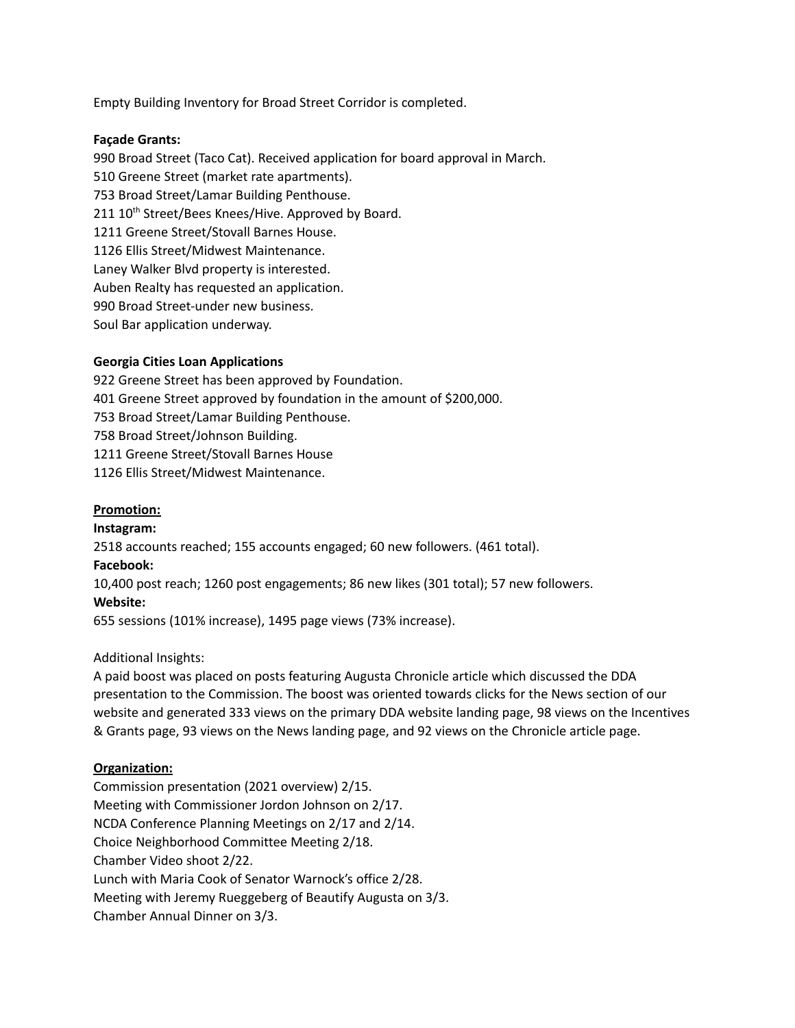Empty Building Inventory for Broad Street Corridor is completed.

**Façade Grants:**

990 Broad Street (Taco Cat). Received application for board approval in March.
510 Greene Street (market rate apartments).
753 Broad Street/Lamar Building Penthouse.
211 10th Street/Bees Knees/Hive. Approved by Board.
1211 Greene Street/Stovall Barnes House.
1126 Ellis Street/Midwest Maintenance.
Laney Walker Blvd property is interested.
Auben Realty has requested an application.
990 Broad Street-under new business.
Soul Bar application underway.

**Georgia Cities Loan Applications**

922 Greene Street has been approved by Foundation.
401 Greene Street approved by foundation in the amount of $200,000.
753 Broad Street/Lamar Building Penthouse.
758 Broad Street/Johnson Building.
1211 Greene Street/Stovall Barnes House
1126 Ellis Street/Midwest Maintenance.

**Promotion:**

**Instagram:**

2518 accounts reached; 155 accounts engaged; 60 new followers. (461 total).

**Facebook:**

10,400 post reach; 1260 post engagements; 86 new likes (301 total); 57 new followers.

**Website:**

655 sessions (101% increase), 1495 page views (73% increase).

Additional Insights:

A paid boost was placed on posts featuring Augusta Chronicle article which discussed the DDA presentation to the Commission. The boost was oriented towards clicks for the News section of our website and generated 333 views on the primary DDA website landing page, 98 views on the Incentives & Grants page, 93 views on the News landing page, and 92 views on the Chronicle article page.

**Organization:**

Commission presentation (2021 overview) 2/15.
Meeting with Commissioner Jordon Johnson on 2/17.
NCDA Conference Planning Meetings on 2/17 and 2/14.
Choice Neighborhood Committee Meeting 2/18.
Chamber Video shoot 2/22.
Lunch with Maria Cook of Senator Warnock's office 2/28.
Meeting with Jeremy Rueggeberg of Beautify Augusta on 3/3.
Chamber Annual Dinner on 3/3.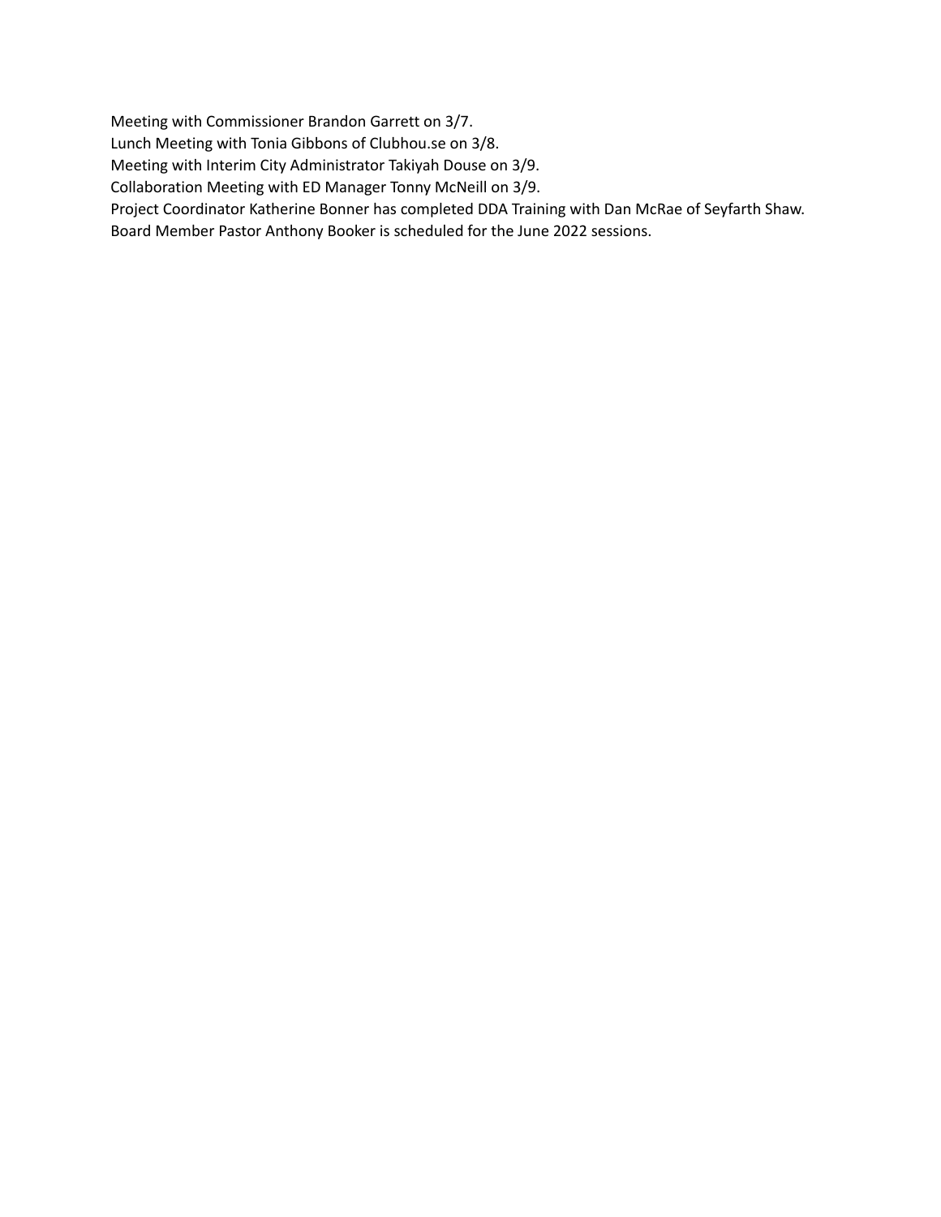Meeting with Commissioner Brandon Garrett on 3/7.
Lunch Meeting with Tonia Gibbons of Clubhou.se on 3/8.
Meeting with Interim City Administrator Takiyah Douse on 3/9.
Collaboration Meeting with ED Manager Tonny McNeill on 3/9.
Project Coordinator Katherine Bonner has completed DDA Training with Dan McRae of Seyfarth Shaw.
Board Member Pastor Anthony Booker is scheduled for the June 2022 sessions.